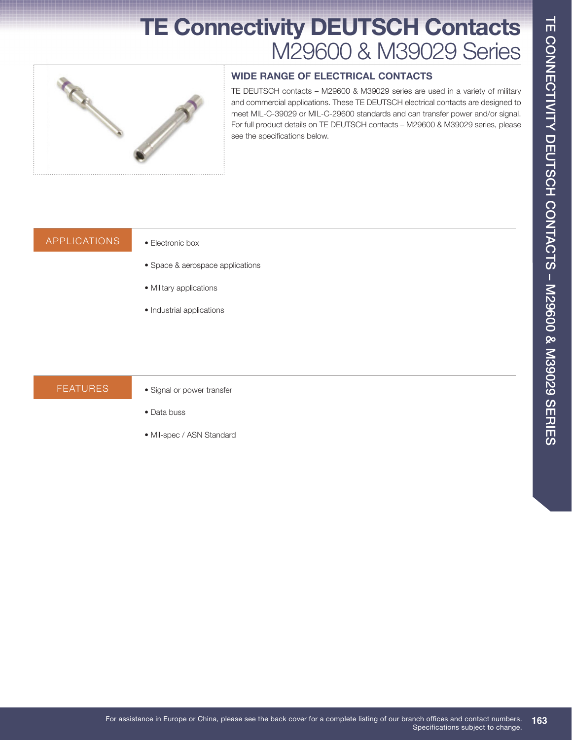# TE Connectivity DEUTSCH Contacts
## M29600 & M39029 Series

### WIDE RANGE OF ELECTRICAL CONTACTS

TE DEUTSCH contacts – M29600 & M39029 series are used in a variety of military and commercial applications. These TE DEUTSCH electrical contacts are designed to meet MIL-C-39029 or MIL-C-29600 standards and can transfer power and/or signal. For full product details on TE DEUTSCH contacts – M29600 & M39029 series, please see the specifications below.

### APPLICATIONS

- Electronic box
- Space & aerospace applications
- Military applications
- Industrial applications

### FEATURES

- Signal or power transfer
- Data buss
- Mil-spec / ASN Standard

For assistance in Europe or China, please see the back cover for a complete listing of our branch offices and contact numbers.
Specifications subject to change.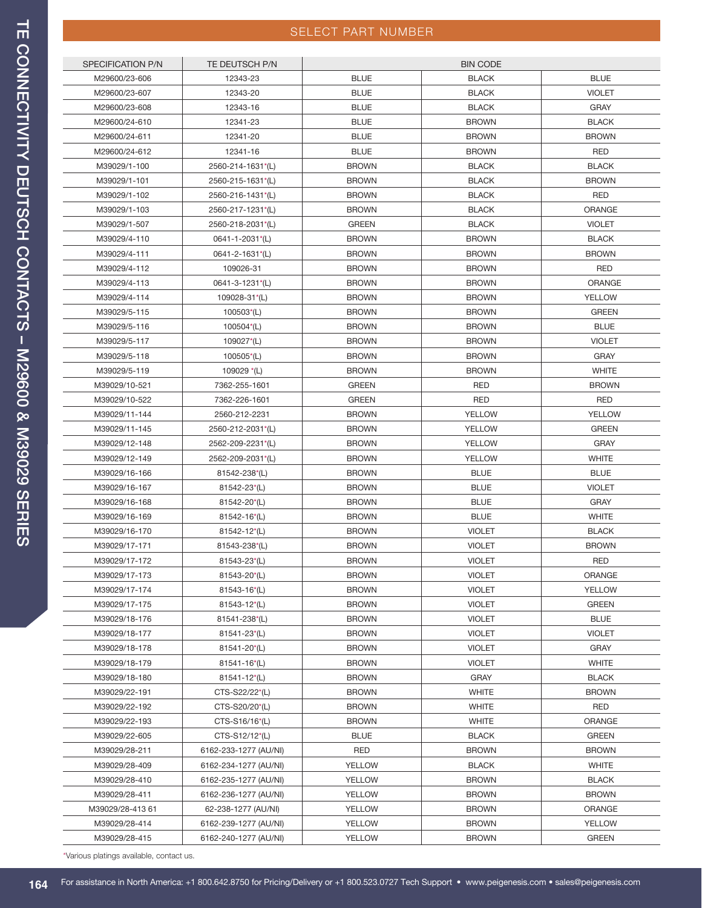## SELECT PART NUMBER

| SPECIFICATION P/N | TE DEUTSCH P/N | BIN CODE | | |
|---|---|---|---|---|
| M29600/23-606 | 12343-23 | BLUE | BLACK | BLUE |
| M29600/23-607 | 12343-20 | BLUE | BLACK | VIOLET |
| M29600/23-608 | 12343-16 | BLUE | BLACK | GRAY |
| M29600/24-610 | 12341-23 | BLUE | BROWN | BLACK |
| M29600/24-611 | 12341-20 | BLUE | BROWN | BROWN |
| M29600/24-612 | 12341-16 | BLUE | BROWN | RED |
| M39029/1-100 | 2560-214-1631*(L) | BROWN | BLACK | BLACK |
| M39029/1-101 | 2560-215-1631*(L) | BROWN | BLACK | BROWN |
| M39029/1-102 | 2560-216-1431*(L) | BROWN | BLACK | RED |
| M39029/1-103 | 2560-217-1231*(L) | BROWN | BLACK | ORANGE |
| M39029/1-507 | 2560-218-2031*(L) | GREEN | BLACK | VIOLET |
| M39029/4-110 | 0641-1-2031*(L) | BROWN | BROWN | BLACK |
| M39029/4-111 | 0641-2-1631*(L) | BROWN | BROWN | BROWN |
| M39029/4-112 | 109026-31 | BROWN | BROWN | RED |
| M39029/4-113 | 0641-3-1231*(L) | BROWN | BROWN | ORANGE |
| M39029/4-114 | 109028-31*(L) | BROWN | BROWN | YELLOW |
| M39029/5-115 | 100503*(L) | BROWN | BROWN | GREEN |
| M39029/5-116 | 100504*(L) | BROWN | BROWN | BLUE |
| M39029/5-117 | 109027*(L) | BROWN | BROWN | VIOLET |
| M39029/5-118 | 100505*(L) | BROWN | BROWN | GRAY |
| M39029/5-119 | 109029 *(L) | BROWN | BROWN | WHITE |
| M39029/10-521 | 7362-255-1601 | GREEN | RED | BROWN |
| M39029/10-522 | 7362-226-1601 | GREEN | RED | RED |
| M39029/11-144 | 2560-212-2231 | BROWN | YELLOW | YELLOW |
| M39029/11-145 | 2560-212-2031*(L) | BROWN | YELLOW | GREEN |
| M39029/12-148 | 2562-209-2231*(L) | BROWN | YELLOW | GRAY |
| M39029/12-149 | 2562-209-2031*(L) | BROWN | YELLOW | WHITE |
| M39029/16-166 | 81542-238*(L) | BROWN | BLUE | BLUE |
| M39029/16-167 | 81542-23*(L) | BROWN | BLUE | VIOLET |
| M39029/16-168 | 81542-20*(L) | BROWN | BLUE | GRAY |
| M39029/16-169 | 81542-16*(L) | BROWN | BLUE | WHITE |
| M39029/16-170 | 81542-12*(L) | BROWN | VIOLET | BLACK |
| M39029/17-171 | 81543-238*(L) | BROWN | VIOLET | BROWN |
| M39029/17-172 | 81543-23*(L) | BROWN | VIOLET | RED |
| M39029/17-173 | 81543-20*(L) | BROWN | VIOLET | ORANGE |
| M39029/17-174 | 81543-16*(L) | BROWN | VIOLET | YELLOW |
| M39029/17-175 | 81543-12*(L) | BROWN | VIOLET | GREEN |
| M39029/18-176 | 81541-238*(L) | BROWN | VIOLET | BLUE |
| M39029/18-177 | 81541-23*(L) | BROWN | VIOLET | VIOLET |
| M39029/18-178 | 81541-20*(L) | BROWN | VIOLET | GRAY |
| M39029/18-179 | 81541-16*(L) | BROWN | VIOLET | WHITE |
| M39029/18-180 | 81541-12*(L) | BROWN | GRAY | BLACK |
| M39029/22-191 | CTS-S22/22*(L) | BROWN | WHITE | BROWN |
| M39029/22-192 | CTS-S20/20*(L) | BROWN | WHITE | RED |
| M39029/22-193 | CTS-S16/16*(L) | BROWN | WHITE | ORANGE |
| M39029/22-605 | CTS-S12/12*(L) | BLUE | BLACK | GREEN |
| M39029/28-211 | 6162-233-1277 (AU/NI) | RED | BROWN | BROWN |
| M39029/28-409 | 6162-234-1277 (AU/NI) | YELLOW | BLACK | WHITE |
| M39029/28-410 | 6162-235-1277 (AU/NI) | YELLOW | BROWN | BLACK |
| M39029/28-411 | 6162-236-1277 (AU/NI) | YELLOW | BROWN | BROWN |
| M39029/28-413 61 | 62-238-1277 (AU/NI) | YELLOW | BROWN | ORANGE |
| M39029/28-414 | 6162-239-1277 (AU/NI) | YELLOW | BROWN | YELLOW |
| M39029/28-415 | 6162-240-1277 (AU/NI) | YELLOW | BROWN | GREEN |

*Various platings available, contact us.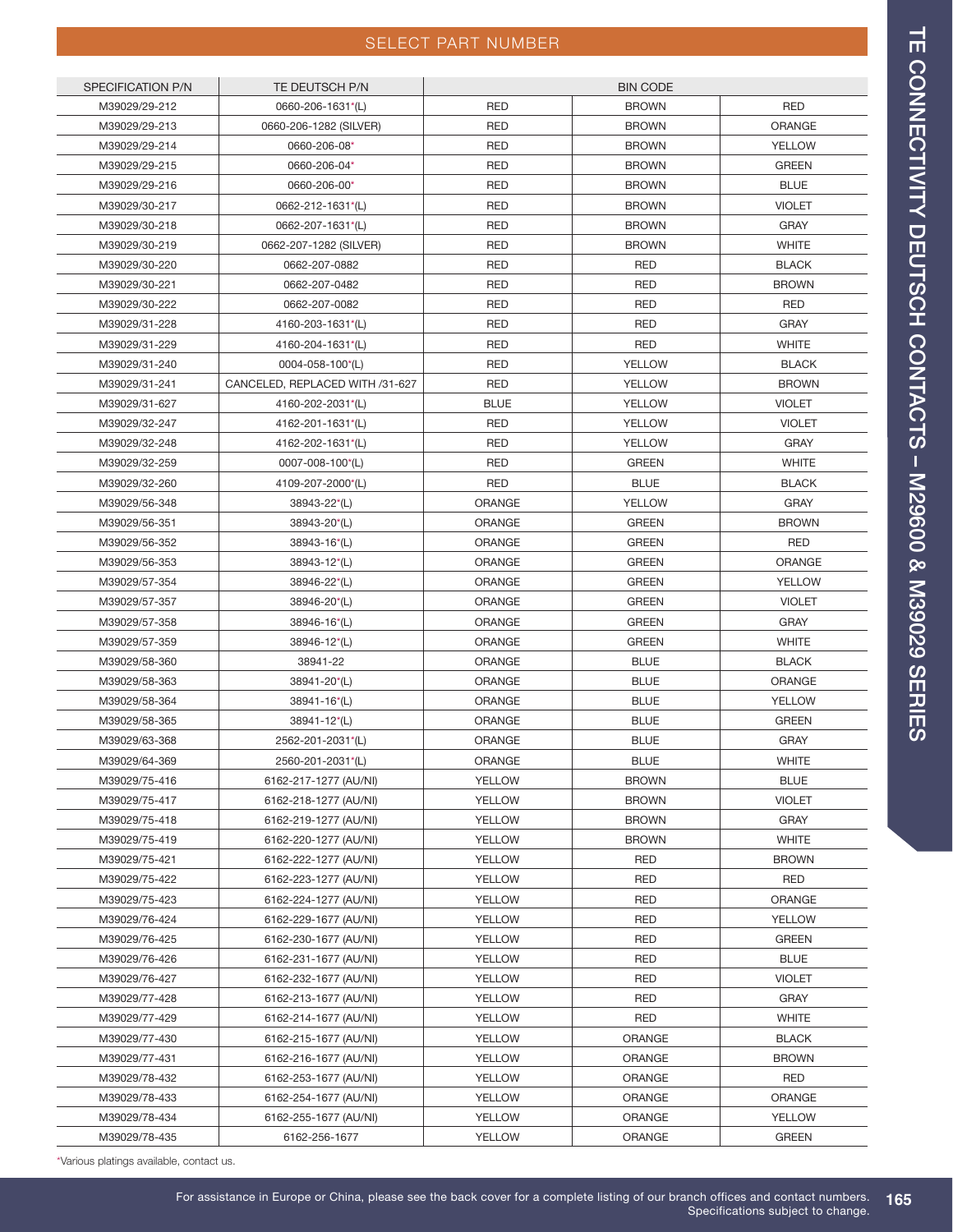## SELECT PART NUMBER

| SPECIFICATION P/N | TE DEUTSCH P/N | BIN CODE | | |
|---|---|---|---|---|
| M39029/29-212 | 0660-206-1631*(L) | RED | BROWN | RED |
| M39029/29-213 | 0660-206-1282 (SILVER) | RED | BROWN | ORANGE |
| M39029/29-214 | 0660-206-08* | RED | BROWN | YELLOW |
| M39029/29-215 | 0660-206-04* | RED | BROWN | GREEN |
| M39029/29-216 | 0660-206-00* | RED | BROWN | BLUE |
| M39029/30-217 | 0662-212-1631*(L) | RED | BROWN | VIOLET |
| M39029/30-218 | 0662-207-1631*(L) | RED | BROWN | GRAY |
| M39029/30-219 | 0662-207-1282 (SILVER) | RED | BROWN | WHITE |
| M39029/30-220 | 0662-207-0882 | RED | RED | BLACK |
| M39029/30-221 | 0662-207-0482 | RED | RED | BROWN |
| M39029/30-222 | 0662-207-0082 | RED | RED | RED |
| M39029/31-228 | 4160-203-1631*(L) | RED | RED | GRAY |
| M39029/31-229 | 4160-204-1631*(L) | RED | RED | WHITE |
| M39029/31-240 | 0004-058-100*(L) | RED | YELLOW | BLACK |
| M39029/31-241 | CANCELED, REPLACED WITH /31-627 | RED | YELLOW | BROWN |
| M39029/31-627 | 4160-202-2031*(L) | BLUE | YELLOW | VIOLET |
| M39029/32-247 | 4162-201-1631*(L) | RED | YELLOW | VIOLET |
| M39029/32-248 | 4162-202-1631*(L) | RED | YELLOW | GRAY |
| M39029/32-259 | 0007-008-100*(L) | RED | GREEN | WHITE |
| M39029/32-260 | 4109-207-2000*(L) | RED | BLUE | BLACK |
| M39029/56-348 | 38943-22*(L) | ORANGE | YELLOW | GRAY |
| M39029/56-351 | 38943-20*(L) | ORANGE | GREEN | BROWN |
| M39029/56-352 | 38943-16*(L) | ORANGE | GREEN | RED |
| M39029/56-353 | 38943-12*(L) | ORANGE | GREEN | ORANGE |
| M39029/57-354 | 38946-22*(L) | ORANGE | GREEN | YELLOW |
| M39029/57-357 | 38946-20*(L) | ORANGE | GREEN | VIOLET |
| M39029/57-358 | 38946-16*(L) | ORANGE | GREEN | GRAY |
| M39029/57-359 | 38946-12*(L) | ORANGE | GREEN | WHITE |
| M39029/58-360 | 38941-22 | ORANGE | BLUE | BLACK |
| M39029/58-363 | 38941-20*(L) | ORANGE | BLUE | ORANGE |
| M39029/58-364 | 38941-16*(L) | ORANGE | BLUE | YELLOW |
| M39029/58-365 | 38941-12*(L) | ORANGE | BLUE | GREEN |
| M39029/63-368 | 2562-201-2031*(L) | ORANGE | BLUE | GRAY |
| M39029/64-369 | 2560-201-2031*(L) | ORANGE | BLUE | WHITE |
| M39029/75-416 | 6162-217-1277 (AU/NI) | YELLOW | BROWN | BLUE |
| M39029/75-417 | 6162-218-1277 (AU/NI) | YELLOW | BROWN | VIOLET |
| M39029/75-418 | 6162-219-1277 (AU/NI) | YELLOW | BROWN | GRAY |
| M39029/75-419 | 6162-220-1277 (AU/NI) | YELLOW | BROWN | WHITE |
| M39029/75-421 | 6162-222-1277 (AU/NI) | YELLOW | RED | BROWN |
| M39029/75-422 | 6162-223-1277 (AU/NI) | YELLOW | RED | RED |
| M39029/75-423 | 6162-224-1277 (AU/NI) | YELLOW | RED | ORANGE |
| M39029/76-424 | 6162-229-1677 (AU/NI) | YELLOW | RED | YELLOW |
| M39029/76-425 | 6162-230-1677 (AU/NI) | YELLOW | RED | GREEN |
| M39029/76-426 | 6162-231-1677 (AU/NI) | YELLOW | RED | BLUE |
| M39029/76-427 | 6162-232-1677 (AU/NI) | YELLOW | RED | VIOLET |
| M39029/77-428 | 6162-213-1677 (AU/NI) | YELLOW | RED | GRAY |
| M39029/77-429 | 6162-214-1677 (AU/NI) | YELLOW | RED | WHITE |
| M39029/77-430 | 6162-215-1677 (AU/NI) | YELLOW | ORANGE | BLACK |
| M39029/77-431 | 6162-216-1677 (AU/NI) | YELLOW | ORANGE | BROWN |
| M39029/78-432 | 6162-253-1677 (AU/NI) | YELLOW | ORANGE | RED |
| M39029/78-433 | 6162-254-1677 (AU/NI) | YELLOW | ORANGE | ORANGE |
| M39029/78-434 | 6162-255-1677 (AU/NI) | YELLOW | ORANGE | YELLOW |
| M39029/78-435 | 6162-256-1677 | YELLOW | ORANGE | GREEN |

*Various platings available, contact us.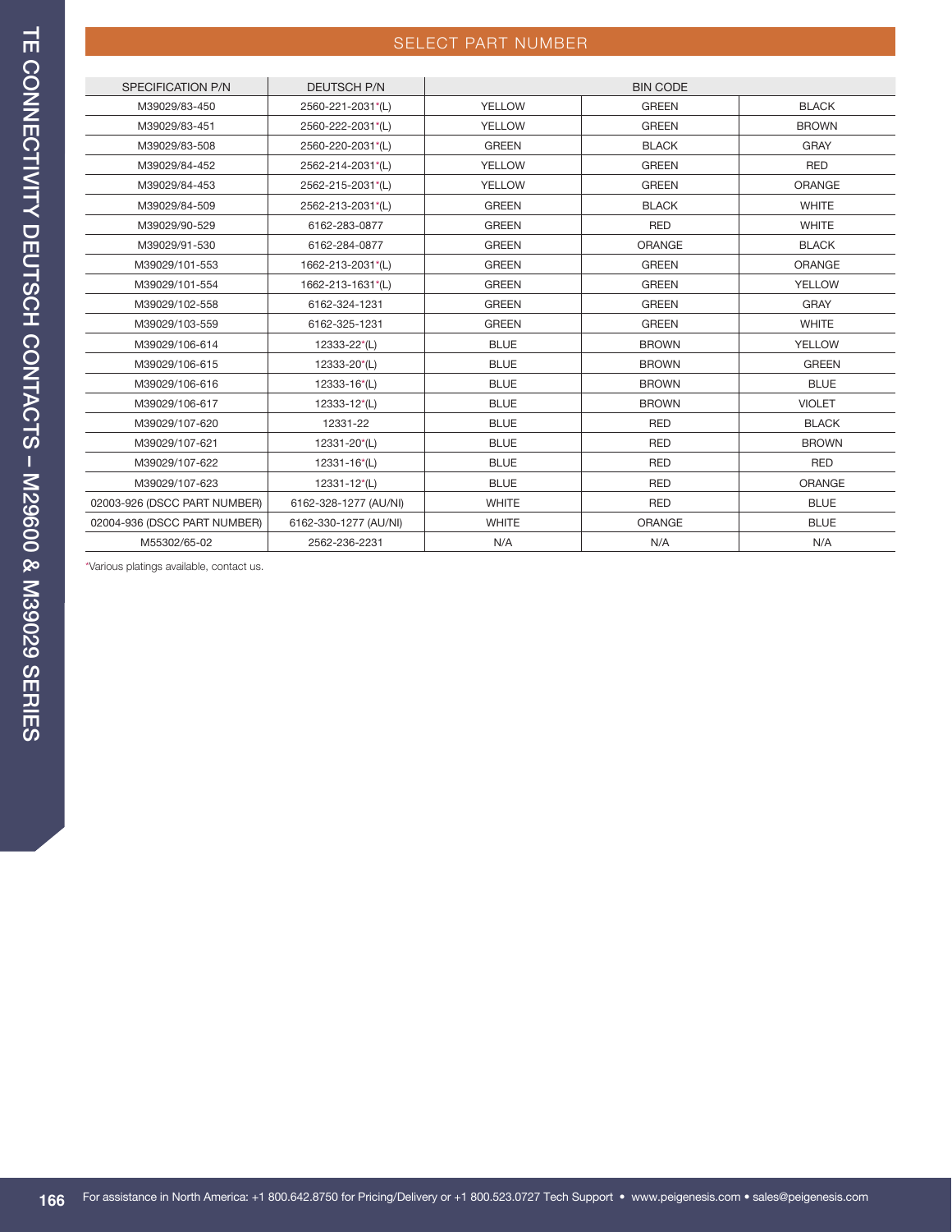## SELECT PART NUMBER

| SPECIFICATION P/N | DEUTSCH P/N | BIN CODE | | |
|---|---|---|---|---|
| M39029/83-450 | 2560-221-2031*(L) | YELLOW | GREEN | BLACK |
| M39029/83-451 | 2560-222-2031*(L) | YELLOW | GREEN | BROWN |
| M39029/83-508 | 2560-220-2031*(L) | GREEN | BLACK | GRAY |
| M39029/84-452 | 2562-214-2031*(L) | YELLOW | GREEN | RED |
| M39029/84-453 | 2562-215-2031*(L) | YELLOW | GREEN | ORANGE |
| M39029/84-509 | 2562-213-2031*(L) | GREEN | BLACK | WHITE |
| M39029/90-529 | 6162-283-0877 | GREEN | RED | WHITE |
| M39029/91-530 | 6162-284-0877 | GREEN | ORANGE | BLACK |
| M39029/101-553 | 1662-213-2031*(L) | GREEN | GREEN | ORANGE |
| M39029/101-554 | 1662-213-1631*(L) | GREEN | GREEN | YELLOW |
| M39029/102-558 | 6162-324-1231 | GREEN | GREEN | GRAY |
| M39029/103-559 | 6162-325-1231 | GREEN | GREEN | WHITE |
| M39029/106-614 | 12333-22*(L) | BLUE | BROWN | YELLOW |
| M39029/106-615 | 12333-20*(L) | BLUE | BROWN | GREEN |
| M39029/106-616 | 12333-16*(L) | BLUE | BROWN | BLUE |
| M39029/106-617 | 12333-12*(L) | BLUE | BROWN | VIOLET |
| M39029/107-620 | 12331-22 | BLUE | RED | BLACK |
| M39029/107-621 | 12331-20*(L) | BLUE | RED | BROWN |
| M39029/107-622 | 12331-16*(L) | BLUE | RED | RED |
| M39029/107-623 | 12331-12*(L) | BLUE | RED | ORANGE |
| 02003-926 (DSCC PART NUMBER) | 6162-328-1277 (AU/NI) | WHITE | RED | BLUE |
| 02004-936 (DSCC PART NUMBER) | 6162-330-1277 (AU/NI) | WHITE | ORANGE | BLUE |
| M55302/65-02 | 2562-236-2231 | N/A | N/A | N/A |

*Various platings available, contact us.